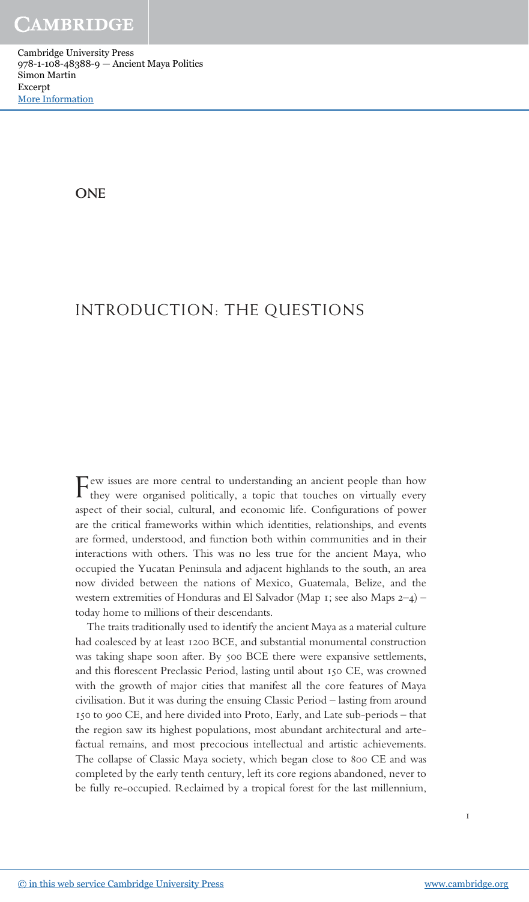# ONE

## INTRODUCTION: THE QUESTIONS

Few issues are more central to understanding an ancient people than how they were organised politically, a topic that touches on virtually every aspect of their social, cultural, and economic life. Configurations of power are the critical frameworks within which identities, relationships, and events are formed, understood, and function both within communities and in their interactions with others. This was no less true for the ancient Maya, who occupied the Yucatan Peninsula and adjacent highlands to the south, an area now divided between the nations of Mexico, Guatemala, Belize, and the western extremities of Honduras and El Salvador (Map 1; see also Maps 2–4) – today home to millions of their descendants.

The traits traditionally used to identify the ancient Maya as a material culture had coalesced by at least 1200 BCE, and substantial monumental construction was taking shape soon after. By 500 BCE there were expansive settlements, and this florescent Preclassic Period, lasting until about 150 CE, was crowned with the growth of major cities that manifest all the core features of Maya civilisation. But it was during the ensuing Classic Period – lasting from around 150 to 900 CE, and here divided into Proto, Early, and Late sub-periods – that the region saw its highest populations, most abundant architectural and artefactual remains, and most precocious intellectual and artistic achievements. The collapse of Classic Maya society, which began close to 800 CE and was completed by the early tenth century, left its core regions abandoned, never to be fully re-occupied. Reclaimed by a tropical forest for the last millennium,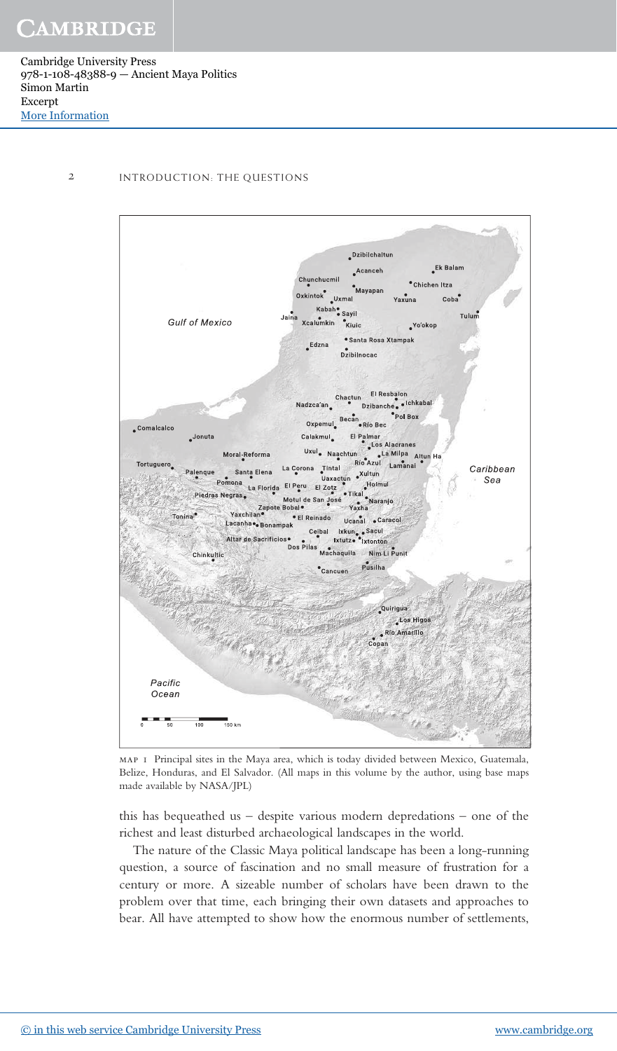MAP 1 Principal sites in the Maya area, which is today divided between Mexico, Guatemala, Belize, Honduras, and El Salvador. (All maps in this volume by the author, using base maps made available by NASA/JPL)

this has bequeathed us – despite various modern depredations – one of the richest and least disturbed archaeological landscapes in the world.

The nature of the Classic Maya political landscape has been a long-running question, a source of fascination and no small measure of frustration for a century or more. A sizeable number of scholars have been drawn to the problem over that time, each bringing their own datasets and approaches to bear. All have attempted to show how the enormous number of settlements,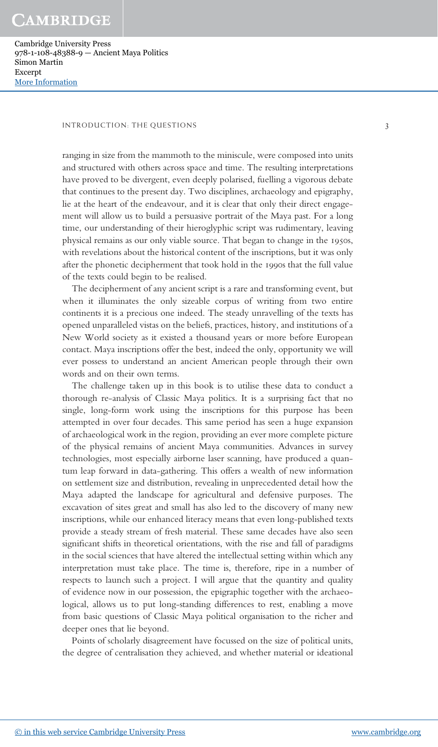ranging in size from the mammoth to the miniscule, were composed into units and structured with others across space and time. The resulting interpretations have proved to be divergent, even deeply polarised, fuelling a vigorous debate that continues to the present day. Two disciplines, archaeology and epigraphy, lie at the heart of the endeavour, and it is clear that only their direct engagement will allow us to build a persuasive portrait of the Maya past. For a long time, our understanding of their hieroglyphic script was rudimentary, leaving physical remains as our only viable source. That began to change in the 1950s, with revelations about the historical content of the inscriptions, but it was only after the phonetic decipherment that took hold in the 1990s that the full value of the texts could begin to be realised.

The decipherment of any ancient script is a rare and transforming event, but when it illuminates the only sizeable corpus of writing from two entire continents it is a precious one indeed. The steady unravelling of the texts has opened unparalleled vistas on the beliefs, practices, history, and institutions of a New World society as it existed a thousand years or more before European contact. Maya inscriptions offer the best, indeed the only, opportunity we will ever possess to understand an ancient American people through their own words and on their own terms.

The challenge taken up in this book is to utilise these data to conduct a thorough re-analysis of Classic Maya politics. It is a surprising fact that no single, long-form work using the inscriptions for this purpose has been attempted in over four decades. This same period has seen a huge expansion of archaeological work in the region, providing an ever more complete picture of the physical remains of ancient Maya communities. Advances in survey technologies, most especially airborne laser scanning, have produced a quantum leap forward in data-gathering. This offers a wealth of new information on settlement size and distribution, revealing in unprecedented detail how the Maya adapted the landscape for agricultural and defensive purposes. The excavation of sites great and small has also led to the discovery of many new inscriptions, while our enhanced literacy means that even long-published texts provide a steady stream of fresh material. These same decades have also seen significant shifts in theoretical orientations, with the rise and fall of paradigms in the social sciences that have altered the intellectual setting within which any interpretation must take place. The time is, therefore, ripe in a number of respects to launch such a project. I will argue that the quantity and quality of evidence now in our possession, the epigraphic together with the archaeological, allows us to put long-standing differences to rest, enabling a move from basic questions of Classic Maya political organisation to the richer and deeper ones that lie beyond.

Points of scholarly disagreement have focussed on the size of political units, the degree of centralisation they achieved, and whether material or ideational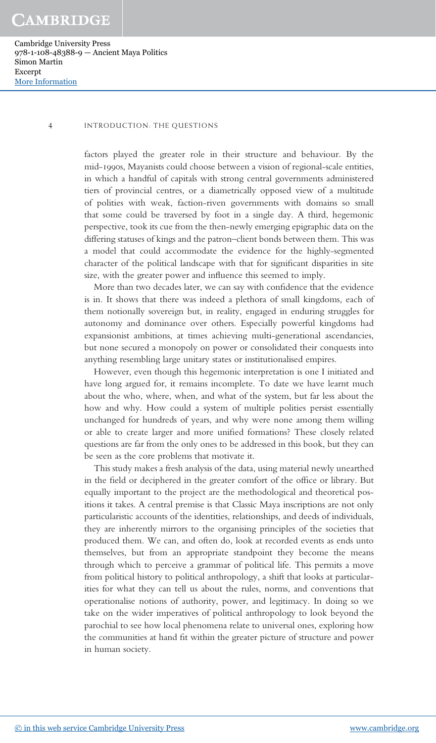factors played the greater role in their structure and behaviour. By the mid-1990s, Mayanists could choose between a vision of regional-scale entities, in which a handful of capitals with strong central governments administered tiers of provincial centres, or a diametrically opposed view of a multitude of polities with weak, faction-riven governments with domains so small that some could be traversed by foot in a single day. A third, hegemonic perspective, took its cue from the then-newly emerging epigraphic data on the differing statuses of kings and the patron–client bonds between them. This was a model that could accommodate the evidence for the highly-segmented character of the political landscape with that for significant disparities in site size, with the greater power and influence this seemed to imply.

More than two decades later, we can say with confidence that the evidence is in. It shows that there was indeed a plethora of small kingdoms, each of them notionally sovereign but, in reality, engaged in enduring struggles for autonomy and dominance over others. Especially powerful kingdoms had expansionist ambitions, at times achieving multi-generational ascendancies, but none secured a monopoly on power or consolidated their conquests into anything resembling large unitary states or institutionalised empires.

However, even though this hegemonic interpretation is one I initiated and have long argued for, it remains incomplete. To date we have learnt much about the who, where, when, and what of the system, but far less about the how and why. How could a system of multiple polities persist essentially unchanged for hundreds of years, and why were none among them willing or able to create larger and more unified formations? These closely related questions are far from the only ones to be addressed in this book, but they can be seen as the core problems that motivate it.

This study makes a fresh analysis of the data, using material newly unearthed in the field or deciphered in the greater comfort of the office or library. But equally important to the project are the methodological and theoretical positions it takes. A central premise is that Classic Maya inscriptions are not only particularistic accounts of the identities, relationships, and deeds of individuals, they are inherently mirrors to the organising principles of the societies that produced them. We can, and often do, look at recorded events as ends unto themselves, but from an appropriate standpoint they become the means through which to perceive a grammar of political life. This permits a move from political history to political anthropology, a shift that looks at particularities for what they can tell us about the rules, norms, and conventions that operationalise notions of authority, power, and legitimacy. In doing so we take on the wider imperatives of political anthropology to look beyond the parochial to see how local phenomena relate to universal ones, exploring how the communities at hand fit within the greater picture of structure and power in human society.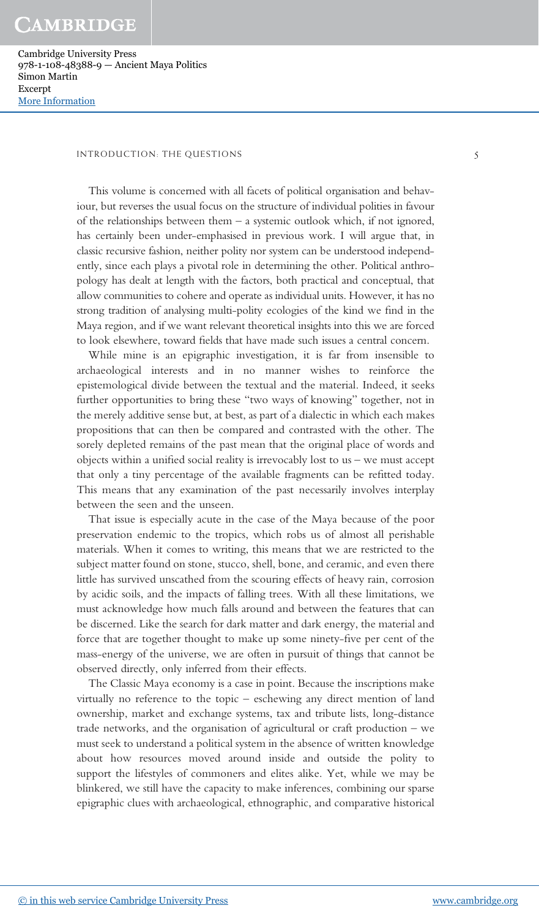This volume is concerned with all facets of political organisation and behaviour, but reverses the usual focus on the structure of individual polities in favour of the relationships between them – a systemic outlook which, if not ignored, has certainly been under-emphasised in previous work. I will argue that, in classic recursive fashion, neither polity nor system can be understood independently, since each plays a pivotal role in determining the other. Political anthropology has dealt at length with the factors, both practical and conceptual, that allow communities to cohere and operate as individual units. However, it has no strong tradition of analysing multi-polity ecologies of the kind we find in the Maya region, and if we want relevant theoretical insights into this we are forced to look elsewhere, toward fields that have made such issues a central concern.

While mine is an epigraphic investigation, it is far from insensible to archaeological interests and in no manner wishes to reinforce the epistemological divide between the textual and the material. Indeed, it seeks further opportunities to bring these "two ways of knowing" together, not in the merely additive sense but, at best, as part of a dialectic in which each makes propositions that can then be compared and contrasted with the other. The sorely depleted remains of the past mean that the original place of words and objects within a unified social reality is irrevocably lost to us – we must accept that only a tiny percentage of the available fragments can be refitted today. This means that any examination of the past necessarily involves interplay between the seen and the unseen.

That issue is especially acute in the case of the Maya because of the poor preservation endemic to the tropics, which robs us of almost all perishable materials. When it comes to writing, this means that we are restricted to the subject matter found on stone, stucco, shell, bone, and ceramic, and even there little has survived unscathed from the scouring effects of heavy rain, corrosion by acidic soils, and the impacts of falling trees. With all these limitations, we must acknowledge how much falls around and between the features that can be discerned. Like the search for dark matter and dark energy, the material and force that are together thought to make up some ninety-five per cent of the mass-energy of the universe, we are often in pursuit of things that cannot be observed directly, only inferred from their effects.

The Classic Maya economy is a case in point. Because the inscriptions make virtually no reference to the topic – eschewing any direct mention of land ownership, market and exchange systems, tax and tribute lists, long-distance trade networks, and the organisation of agricultural or craft production – we must seek to understand a political system in the absence of written knowledge about how resources moved around inside and outside the polity to support the lifestyles of commoners and elites alike. Yet, while we may be blinkered, we still have the capacity to make inferences, combining our sparse epigraphic clues with archaeological, ethnographic, and comparative historical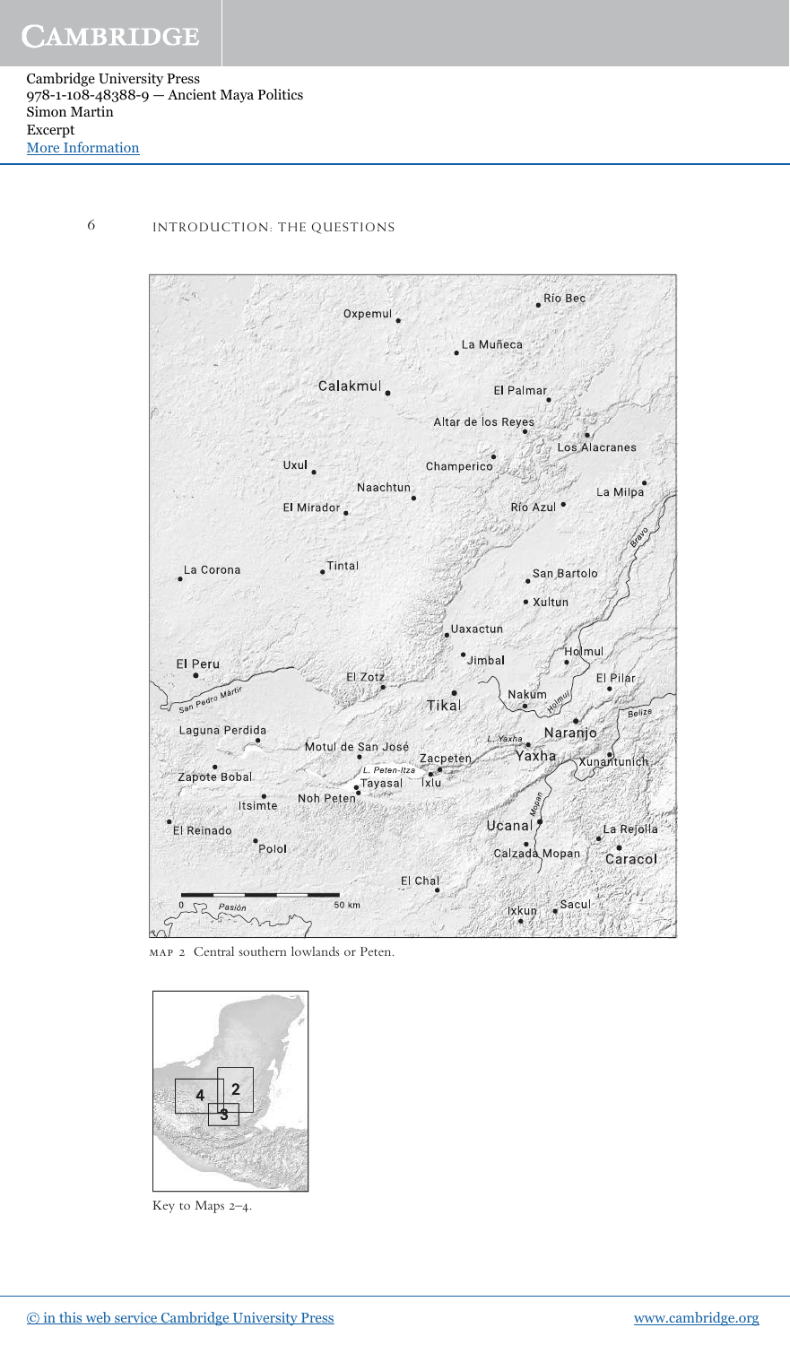MAP 2 Central southern lowlands or Peten.

Key to Maps 2–4.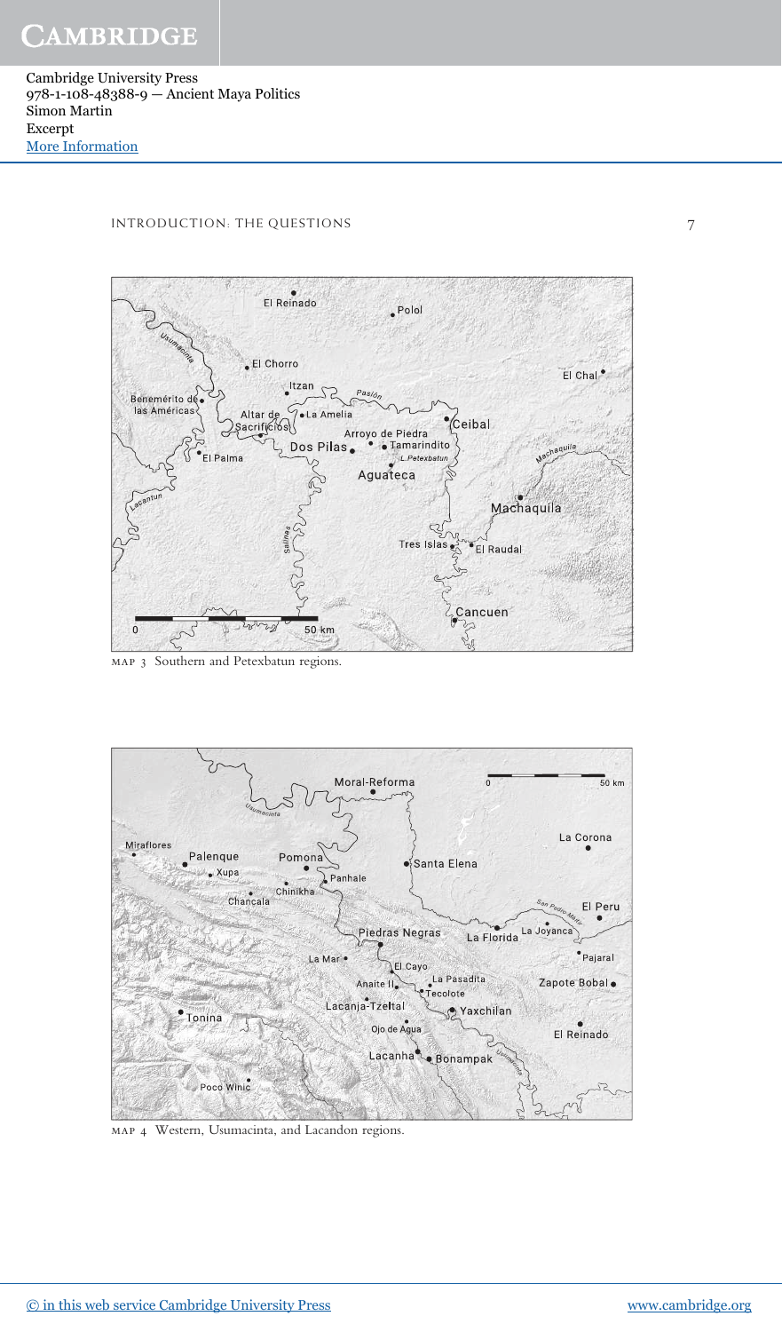MAP 3 Southern and Petexbatun regions.

MAP 4 Western, Usumacinta, and Lacandon regions.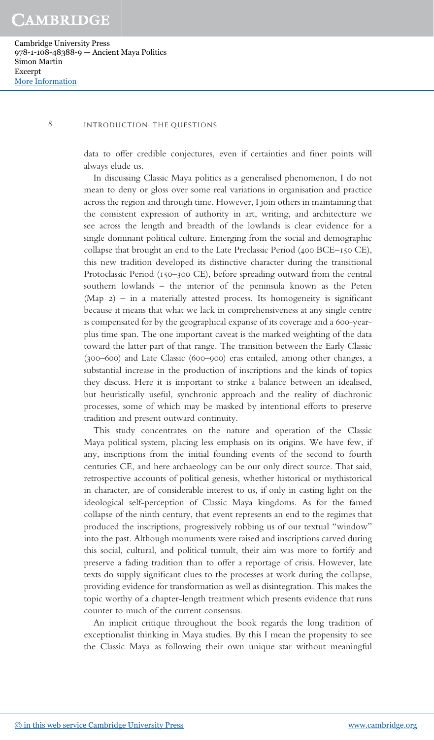data to offer credible conjectures, even if certainties and finer points will always elude us.

In discussing Classic Maya politics as a generalised phenomenon, I do not mean to deny or gloss over some real variations in organisation and practice across the region and through time. However, I join others in maintaining that the consistent expression of authority in art, writing, and architecture we see across the length and breadth of the lowlands is clear evidence for a single dominant political culture. Emerging from the social and demographic collapse that brought an end to the Late Preclassic Period (400 BCE–150 CE), this new tradition developed its distinctive character during the transitional Protoclassic Period (150–300 CE), before spreading outward from the central southern lowlands – the interior of the peninsula known as the Peten (Map 2) – in a materially attested process. Its homogeneity is significant because it means that what we lack in comprehensiveness at any single centre is compensated for by the geographical expanse of its coverage and a 600-year-plus time span. The one important caveat is the marked weighting of the data toward the latter part of that range. The transition between the Early Classic (300–600) and Late Classic (600–900) eras entailed, among other changes, a substantial increase in the production of inscriptions and the kinds of topics they discuss. Here it is important to strike a balance between an idealised, but heuristically useful, synchronic approach and the reality of diachronic processes, some of which may be masked by intentional efforts to preserve tradition and present outward continuity.

This study concentrates on the nature and operation of the Classic Maya political system, placing less emphasis on its origins. We have few, if any, inscriptions from the initial founding events of the second to fourth centuries CE, and here archaeology can be our only direct source. That said, retrospective accounts of political genesis, whether historical or mythistorical in character, are of considerable interest to us, if only in casting light on the ideological self-perception of Classic Maya kingdoms. As for the famed collapse of the ninth century, that event represents an end to the regimes that produced the inscriptions, progressively robbing us of our textual "window" into the past. Although monuments were raised and inscriptions carved during this social, cultural, and political tumult, their aim was more to fortify and preserve a fading tradition than to offer a reportage of crisis. However, late texts do supply significant clues to the processes at work during the collapse, providing evidence for transformation as well as disintegration. This makes the topic worthy of a chapter-length treatment which presents evidence that runs counter to much of the current consensus.

An implicit critique throughout the book regards the long tradition of exceptionalist thinking in Maya studies. By this I mean the propensity to see the Classic Maya as following their own unique star without meaningful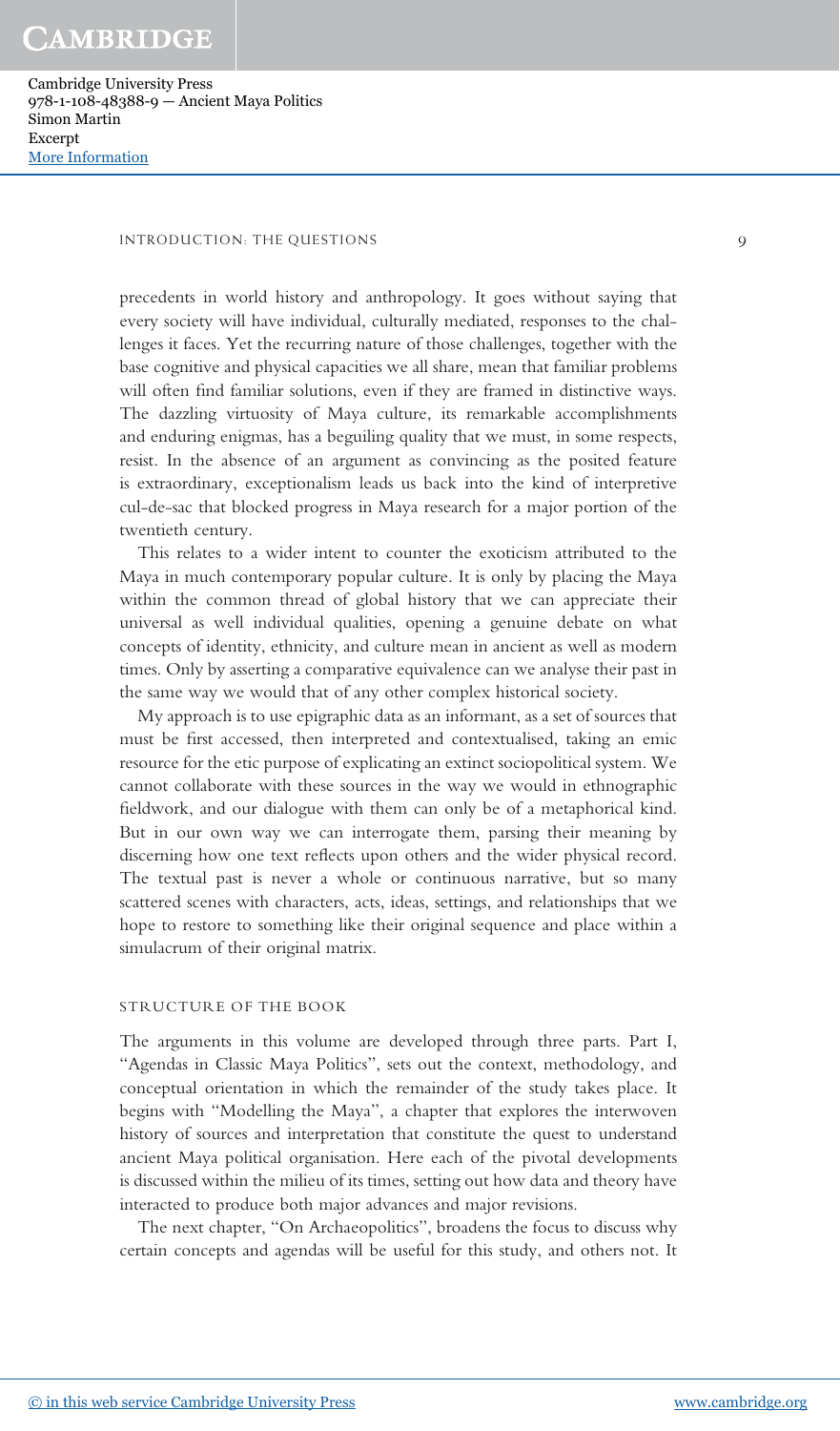precedents in world history and anthropology. It goes without saying that every society will have individual, culturally mediated, responses to the challenges it faces. Yet the recurring nature of those challenges, together with the base cognitive and physical capacities we all share, mean that familiar problems will often find familiar solutions, even if they are framed in distinctive ways. The dazzling virtuosity of Maya culture, its remarkable accomplishments and enduring enigmas, has a beguiling quality that we must, in some respects, resist. In the absence of an argument as convincing as the posited feature is extraordinary, exceptionalism leads us back into the kind of interpretive cul-de-sac that blocked progress in Maya research for a major portion of the twentieth century.

This relates to a wider intent to counter the exoticism attributed to the Maya in much contemporary popular culture. It is only by placing the Maya within the common thread of global history that we can appreciate their universal as well individual qualities, opening a genuine debate on what concepts of identity, ethnicity, and culture mean in ancient as well as modern times. Only by asserting a comparative equivalence can we analyse their past in the same way we would that of any other complex historical society.

My approach is to use epigraphic data as an informant, as a set of sources that must be first accessed, then interpreted and contextualised, taking an emic resource for the etic purpose of explicating an extinct sociopolitical system. We cannot collaborate with these sources in the way we would in ethnographic fieldwork, and our dialogue with them can only be of a metaphorical kind. But in our own way we can interrogate them, parsing their meaning by discerning how one text reflects upon others and the wider physical record. The textual past is never a whole or continuous narrative, but so many scattered scenes with characters, acts, ideas, settings, and relationships that we hope to restore to something like their original sequence and place within a simulacrum of their original matrix.

## STRUCTURE OF THE BOOK

The arguments in this volume are developed through three parts. Part I, "Agendas in Classic Maya Politics", sets out the context, methodology, and conceptual orientation in which the remainder of the study takes place. It begins with "Modelling the Maya", a chapter that explores the interwoven history of sources and interpretation that constitute the quest to understand ancient Maya political organisation. Here each of the pivotal developments is discussed within the milieu of its times, setting out how data and theory have interacted to produce both major advances and major revisions.

The next chapter, "On Archaeopolitics", broadens the focus to discuss why certain concepts and agendas will be useful for this study, and others not. It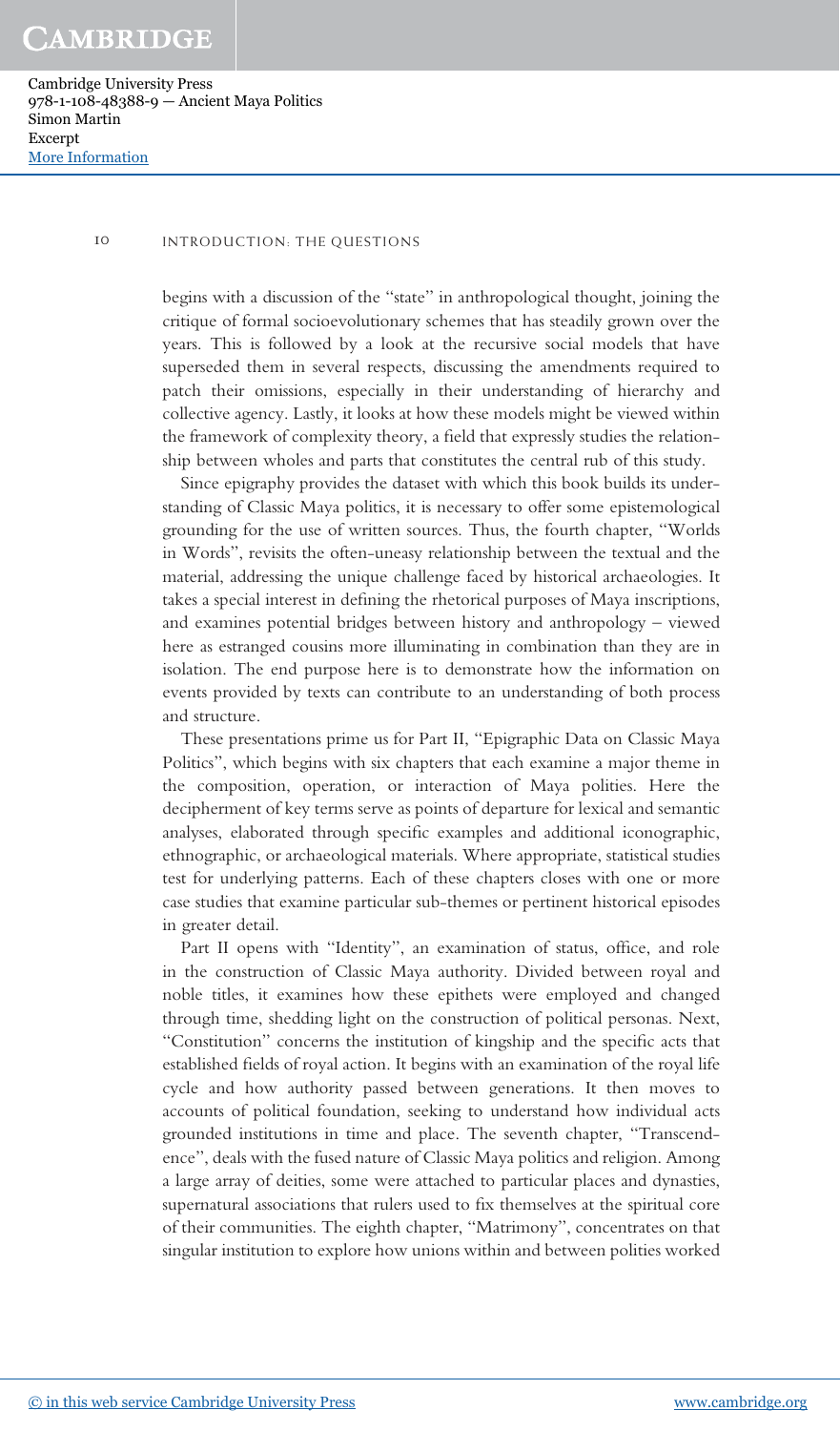begins with a discussion of the "state" in anthropological thought, joining the critique of formal socioevolutionary schemes that has steadily grown over the years. This is followed by a look at the recursive social models that have superseded them in several respects, discussing the amendments required to patch their omissions, especially in their understanding of hierarchy and collective agency. Lastly, it looks at how these models might be viewed within the framework of complexity theory, a field that expressly studies the relationship between wholes and parts that constitutes the central rub of this study.

Since epigraphy provides the dataset with which this book builds its understanding of Classic Maya politics, it is necessary to offer some epistemological grounding for the use of written sources. Thus, the fourth chapter, "Worlds in Words", revisits the often-uneasy relationship between the textual and the material, addressing the unique challenge faced by historical archaeologies. It takes a special interest in defining the rhetorical purposes of Maya inscriptions, and examines potential bridges between history and anthropology – viewed here as estranged cousins more illuminating in combination than they are in isolation. The end purpose here is to demonstrate how the information on events provided by texts can contribute to an understanding of both process and structure.

These presentations prime us for Part II, "Epigraphic Data on Classic Maya Politics", which begins with six chapters that each examine a major theme in the composition, operation, or interaction of Maya polities. Here the decipherment of key terms serve as points of departure for lexical and semantic analyses, elaborated through specific examples and additional iconographic, ethnographic, or archaeological materials. Where appropriate, statistical studies test for underlying patterns. Each of these chapters closes with one or more case studies that examine particular sub-themes or pertinent historical episodes in greater detail.

Part II opens with "Identity", an examination of status, office, and role in the construction of Classic Maya authority. Divided between royal and noble titles, it examines how these epithets were employed and changed through time, shedding light on the construction of political personas. Next, "Constitution" concerns the institution of kingship and the specific acts that established fields of royal action. It begins with an examination of the royal life cycle and how authority passed between generations. It then moves to accounts of political foundation, seeking to understand how individual acts grounded institutions in time and place. The seventh chapter, "Transcendence", deals with the fused nature of Classic Maya politics and religion. Among a large array of deities, some were attached to particular places and dynasties, supernatural associations that rulers used to fix themselves at the spiritual core of their communities. The eighth chapter, "Matrimony", concentrates on that singular institution to explore how unions within and between polities worked